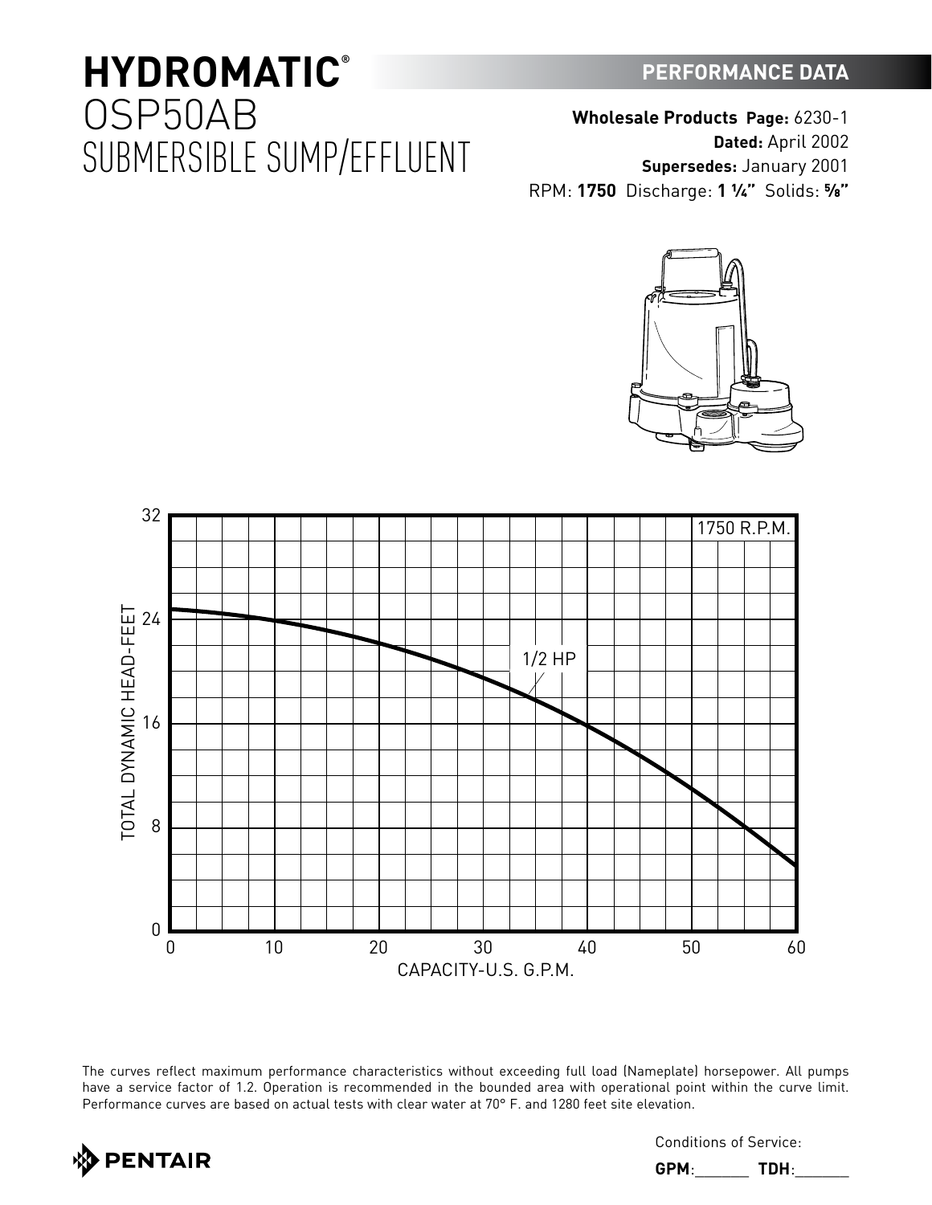# HYDROMATIC®

# OSP50AB

## SUBMERSIBLE SUMP/EFFLUENT

**PERFORMANCE DATA**

**Wholesale Products Page:** 6230-1
**Dated:** April 2002
**Supersedes:** January 2001
RPM: **1750** Discharge: **1 ¼"** Solids: **⅝"**

1750 R.P.M.

1/2 HP

TOTAL DYNAMIC HEAD-FEET

CAPACITY-U.S. G.P.M.

The curves reflect maximum performance characteristics without exceeding full load (Nameplate) horsepower. All pumps have a service factor of 1.2. Operation is recommended in the bounded area with operational point within the curve limit. Performance curves are based on actual tests with clear water at 70° F. and 1280 feet site elevation.

PENTAIR

Conditions of Service:

**GPM**:\_\_\_\_\_\_ **TDH**:\_\_\_\_\_\_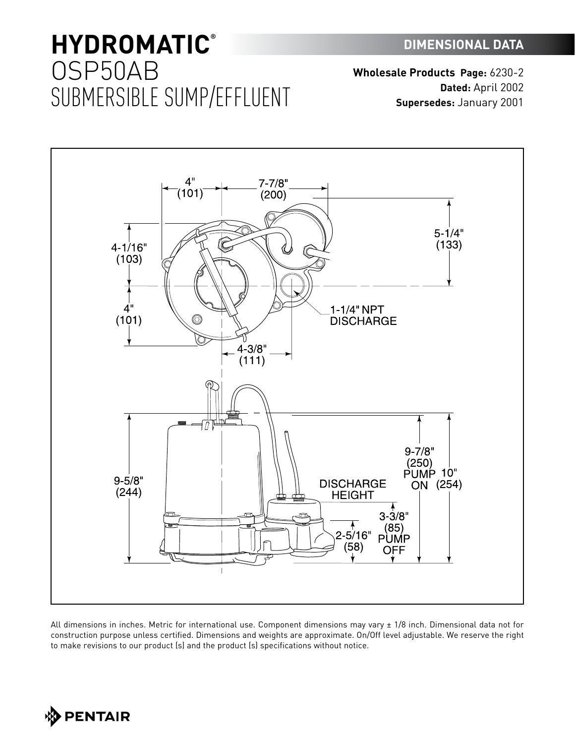# HYDROMATIC®

## OSP50AB SUBMERSIBLE SUMP/EFFLUENT

**DIMENSIONAL DATA**

**Wholesale Products Page:** 6230-2
**Dated:** April 2002
**Supersedes:** January 2001

4" (101)
7-7/8" (200)
5-1/4" (133)
4-1/16" (103)
4" (101)
1-1/4" NPT DISCHARGE
4-3/8" (111)
9-5/8" (244)
DISCHARGE HEIGHT
9-7/8" (250) PUMP ON
10" (254)
3-3/8" (85) PUMP OFF
2-5/16" (58)

All dimensions in inches. Metric for international use. Component dimensions may vary ± 1/8 inch. Dimensional data not for construction purpose unless certified. Dimensions and weights are approximate. On/Off level adjustable. We reserve the right to make revisions to our product (s) and the product (s) specifications without notice.

PENTAIR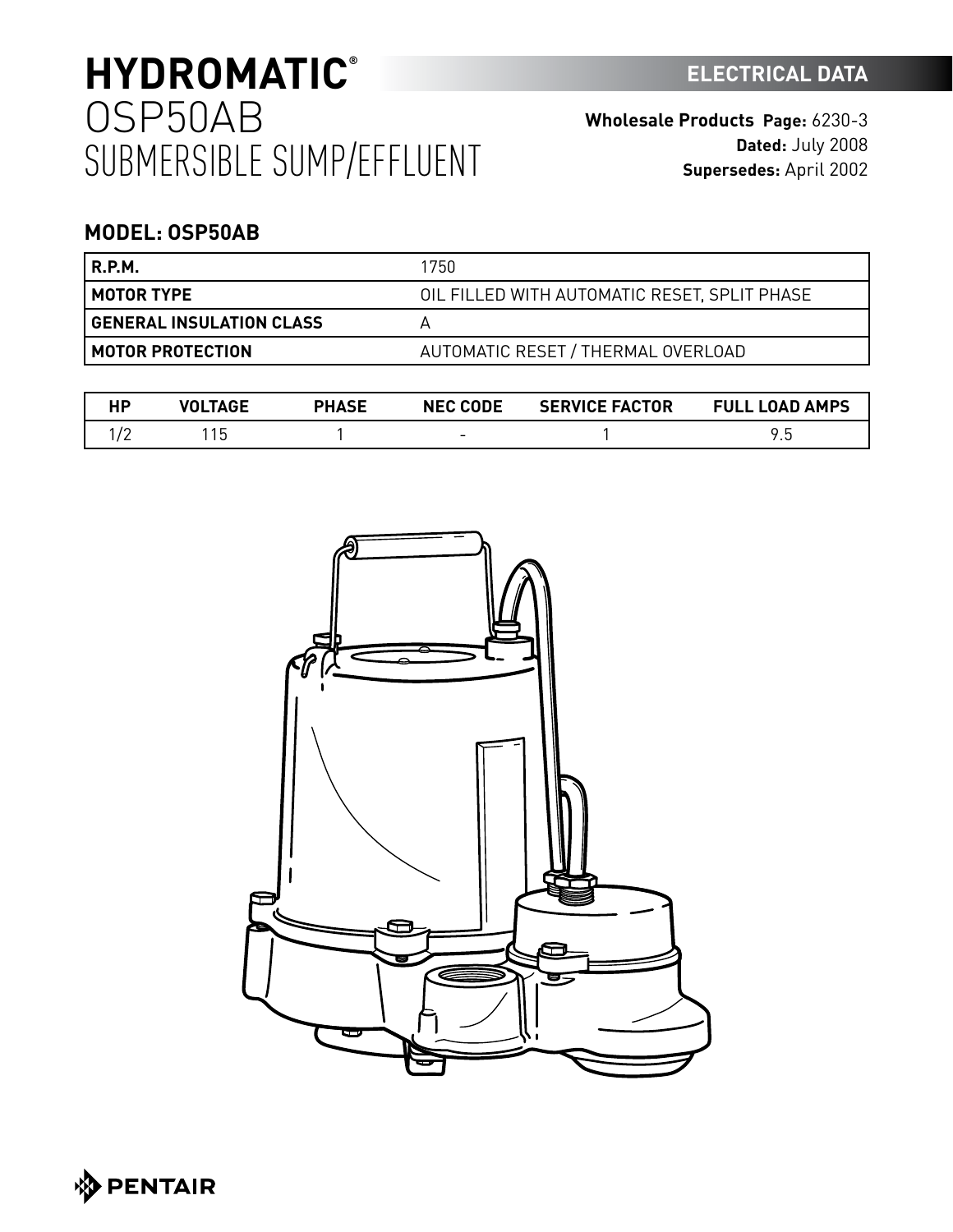# HYDROMATIC®
# OSP50AB
# SUBMERSIBLE SUMP/EFFLUENT

**ELECTRICAL DATA**

**Wholesale Products Page:** 6230-3
**Dated:** July 2008
**Supersedes:** April 2002

## MODEL: OSP50AB

| | |
|---|---|
| **R.P.M.** | 1750 |
| **MOTOR TYPE** | OIL FILLED WITH AUTOMATIC RESET, SPLIT PHASE |
| **GENERAL INSULATION CLASS** | A |
| **MOTOR PROTECTION** | AUTOMATIC RESET / THERMAL OVERLOAD |

| HP | VOLTAGE | PHASE | NEC CODE | SERVICE FACTOR | FULL LOAD AMPS |
|---|---|---|---|---|---|
| 1/2 | 115 | 1 | - | 1 | 9.5 |

PENTAIR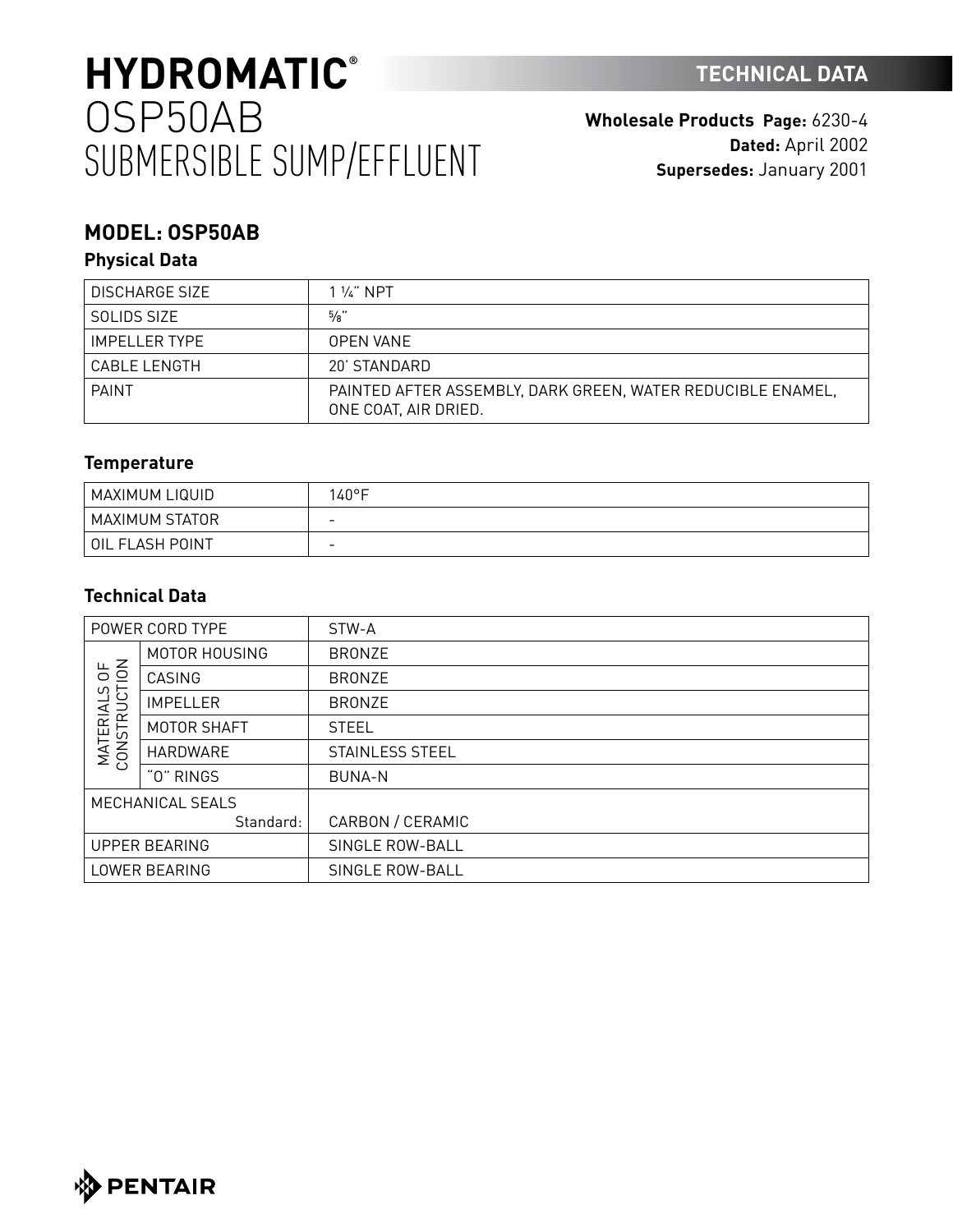# HYDROMATIC®
# OSP50AB
# SUBMERSIBLE SUMP/EFFLUENT

**TECHNICAL DATA**

**Wholesale Products Page:** 6230-4
**Dated:** April 2002
**Supersedes:** January 2001

## MODEL: OSP50AB

### Physical Data

| DISCHARGE SIZE | 1 ¼" NPT |
|---|---|
| SOLIDS SIZE | ⅝" |
| IMPELLER TYPE | OPEN VANE |
| CABLE LENGTH | 20' STANDARD |
| PAINT | PAINTED AFTER ASSEMBLY, DARK GREEN, WATER REDUCIBLE ENAMEL, ONE COAT, AIR DRIED. |

### Temperature

| MAXIMUM LIQUID | 140°F |
|---|---|
| MAXIMUM STATOR | - |
| OIL FLASH POINT | - |

### Technical Data

| POWER CORD TYPE | | STW-A |
|---|---|---|
| MATERIALS OF CONSTRUCTION | MOTOR HOUSING | BRONZE |
| | CASING | BRONZE |
| | IMPELLER | BRONZE |
| | MOTOR SHAFT | STEEL |
| | HARDWARE | STAINLESS STEEL |
| | "O" RINGS | BUNA-N |
| MECHANICAL SEALS Standard: | | CARBON / CERAMIC |
| UPPER BEARING | | SINGLE ROW-BALL |
| LOWER BEARING | | SINGLE ROW-BALL |

PENTAIR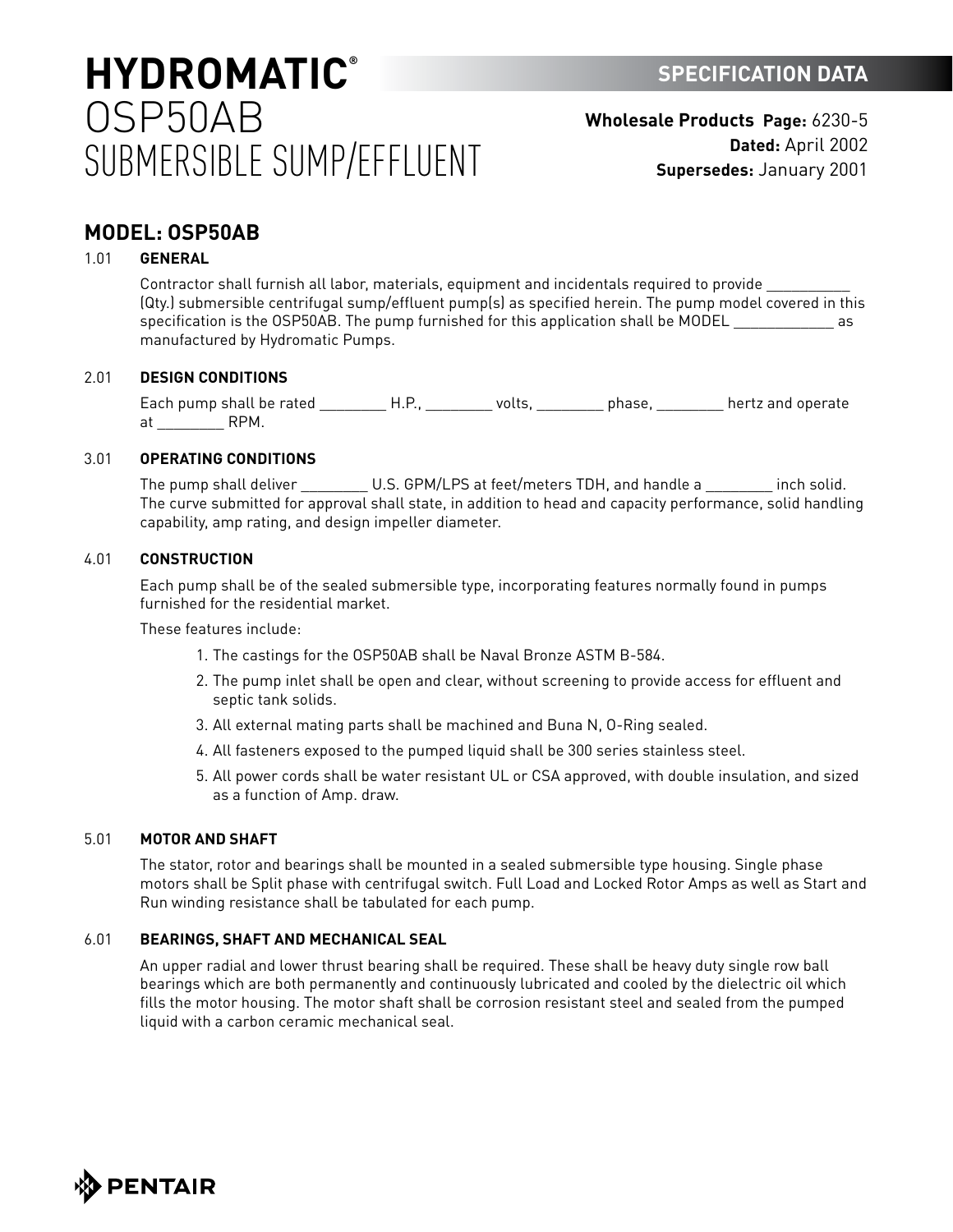# HYDROMATIC®
# OSP50AB
# SUBMERSIBLE SUMP/EFFLUENT

**SPECIFICATION DATA**

**Wholesale Products Page:** 6230-5
**Dated:** April 2002
**Supersedes:** January 2001

## MODEL: OSP50AB

### 1.01 GENERAL

Contractor shall furnish all labor, materials, equipment and incidentals required to provide __________ (Qty.) submersible centrifugal sump/effluent pump(s) as specified herein. The pump model covered in this specification is the OSP50AB. The pump furnished for this application shall be MODEL ____________ as manufactured by Hydromatic Pumps.

### 2.01 DESIGN CONDITIONS

Each pump shall be rated ________ H.P., ________ volts, ________ phase, ________ hertz and operate at ________ RPM.

### 3.01 OPERATING CONDITIONS

The pump shall deliver ________ U.S. GPM/LPS at feet/meters TDH, and handle a ________ inch solid. The curve submitted for approval shall state, in addition to head and capacity performance, solid handling capability, amp rating, and design impeller diameter.

### 4.01 CONSTRUCTION

Each pump shall be of the sealed submersible type, incorporating features normally found in pumps furnished for the residential market.

These features include:

1. The castings for the OSP50AB shall be Naval Bronze ASTM B-584.
2. The pump inlet shall be open and clear, without screening to provide access for effluent and septic tank solids.
3. All external mating parts shall be machined and Buna N, O-Ring sealed.
4. All fasteners exposed to the pumped liquid shall be 300 series stainless steel.
5. All power cords shall be water resistant UL or CSA approved, with double insulation, and sized as a function of Amp. draw.

### 5.01 MOTOR AND SHAFT

The stator, rotor and bearings shall be mounted in a sealed submersible type housing. Single phase motors shall be Split phase with centrifugal switch. Full Load and Locked Rotor Amps as well as Start and Run winding resistance shall be tabulated for each pump.

### 6.01 BEARINGS, SHAFT AND MECHANICAL SEAL

An upper radial and lower thrust bearing shall be required. These shall be heavy duty single row ball bearings which are both permanently and continuously lubricated and cooled by the dielectric oil which fills the motor housing. The motor shaft shall be corrosion resistant steel and sealed from the pumped liquid with a carbon ceramic mechanical seal.

PENTAIR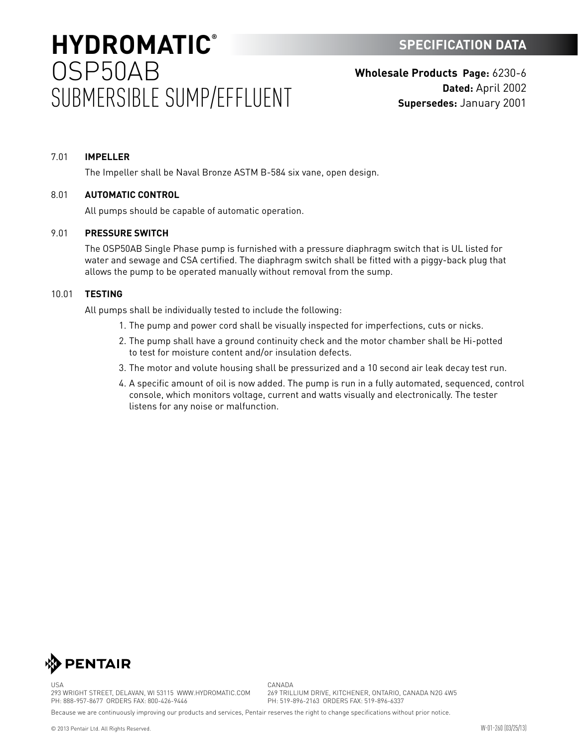7.01 **IMPELLER**

The Impeller shall be Naval Bronze ASTM B-584 six vane, open design.

8.01 **AUTOMATIC CONTROL**

All pumps should be capable of automatic operation.

9.01 **PRESSURE SWITCH**

The OSP50AB Single Phase pump is furnished with a pressure diaphragm switch that is UL listed for water and sewage and CSA certified. The diaphragm switch shall be fitted with a piggy-back plug that allows the pump to be operated manually without removal from the sump.

10.01 **TESTING**

All pumps shall be individually tested to include the following:

1. The pump and power cord shall be visually inspected for imperfections, cuts or nicks.
2. The pump shall have a ground continuity check and the motor chamber shall be Hi-potted to test for moisture content and/or insulation defects.
3. The motor and volute housing shall be pressurized and a 10 second air leak decay test run.
4. A specific amount of oil is now added. The pump is run in a fully automated, sequenced, control console, which monitors voltage, current and watts visually and electronically. The tester listens for any noise or malfunction.

PENTAIR

USA
293 WRIGHT STREET, DELAVAN, WI 53115 WWW.HYDROMATIC.COM
PH: 888-957-8677 ORDERS FAX: 800-426-9446

CANADA
269 TRILLIUM DRIVE, KITCHENER, ONTARIO, CANADA N2G 4W5
PH: 519-896-2163 ORDERS FAX: 519-896-6337

Because we are continuously improving our products and services, Pentair reserves the right to change specifications without prior notice.

© 2013 Pentair Ltd. All Rights Reserved.

W-01-260 (03/25/13)